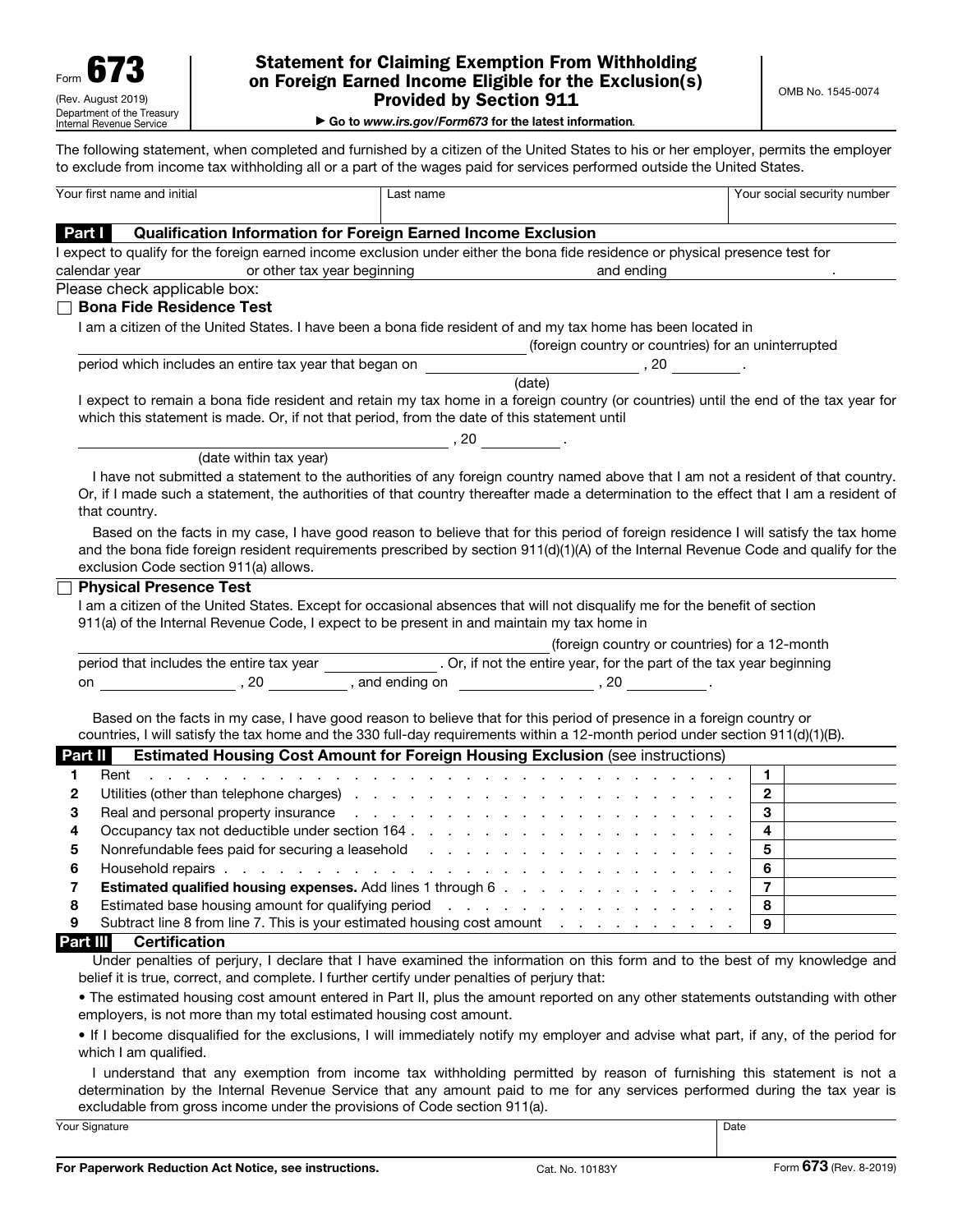Form **673**
(Rev. August 2019)
Department of the Treasury
Internal Revenue Service

# Statement for Claiming Exemption From Withholding on Foreign Earned Income Eligible for the Exclusion(s) Provided by Section 911

► Go to *www.irs.gov/Form673* for the latest information.

OMB No. 1545-0074

The following statement, when completed and furnished by a citizen of the United States to his or her employer, permits the employer to exclude from income tax withholding all or a part of the wages paid for services performed outside the United States.

| Your first name and initial | Last name | Your social security number |
|---|---|---|
| | | |

## Part I — Qualification Information for Foreign Earned Income Exclusion

I expect to qualify for the foreign earned income exclusion under either the bona fide residence or physical presence test for calendar year ____________ or other tax year beginning ____________ and ending ____________ .

Please check applicable box:

☐ **Bona Fide Residence Test**

I am a citizen of the United States. I have been a bona fide resident of and my tax home has been located in ____________ (foreign country or countries) for an uninterrupted period which includes an entire tax year that began on ____________ (date), 20 ______ .

I expect to remain a bona fide resident and retain my tax home in a foreign country (or countries) until the end of the tax year for which this statement is made. Or, if not that period, from the date of this statement until ____________ (date within tax year), 20 ______ .

I have not submitted a statement to the authorities of any foreign country named above that I am not a resident of that country. Or, if I made such a statement, the authorities of that country thereafter made a determination to the effect that I am a resident of that country.

Based on the facts in my case, I have good reason to believe that for this period of foreign residence I will satisfy the tax home and the bona fide foreign resident requirements prescribed by section 911(d)(1)(A) of the Internal Revenue Code and qualify for the exclusion Code section 911(a) allows.

☐ **Physical Presence Test**

I am a citizen of the United States. Except for occasional absences that will not disqualify me for the benefit of section 911(a) of the Internal Revenue Code, I expect to be present in and maintain my tax home in ____________ (foreign country or countries) for a 12-month period that includes the entire tax year ____________ . Or, if not the entire year, for the part of the tax year beginning on ____________ , 20 ______ , and ending on ____________ , 20 ______ .

Based on the facts in my case, I have good reason to believe that for this period of presence in a foreign country or countries, I will satisfy the tax home and the 330 full-day requirements within a 12-month period under section 911(d)(1)(B).

## Part II — Estimated Housing Cost Amount for Foreign Housing Exclusion (see instructions)

| | | | |
|---|---|---|---|
| 1 | Rent | 1 | |
| 2 | Utilities (other than telephone charges) | 2 | |
| 3 | Real and personal property insurance | 3 | |
| 4 | Occupancy tax not deductible under section 164 | 4 | |
| 5 | Nonrefundable fees paid for securing a leasehold | 5 | |
| 6 | Household repairs | 6 | |
| 7 | **Estimated qualified housing expenses.** Add lines 1 through 6 | 7 | |
| 8 | Estimated base housing amount for qualifying period | 8 | |
| 9 | Subtract line 8 from line 7. This is your estimated housing cost amount | 9 | |

## Part III — Certification

Under penalties of perjury, I declare that I have examined the information on this form and to the best of my knowledge and belief it is true, correct, and complete. I further certify under penalties of perjury that:

- The estimated housing cost amount entered in Part II, plus the amount reported on any other statements outstanding with other employers, is not more than my total estimated housing cost amount.
- If I become disqualified for the exclusions, I will immediately notify my employer and advise what part, if any, of the period for which I am qualified.

I understand that any exemption from income tax withholding permitted by reason of furnishing this statement is not a determination by the Internal Revenue Service that any amount paid to me for any services performed during the tax year is excludable from gross income under the provisions of Code section 911(a).

| Your Signature | Date |
|---|---|
| | |

**For Paperwork Reduction Act Notice, see instructions.** Cat. No. 10183Y Form **673** (Rev. 8-2019)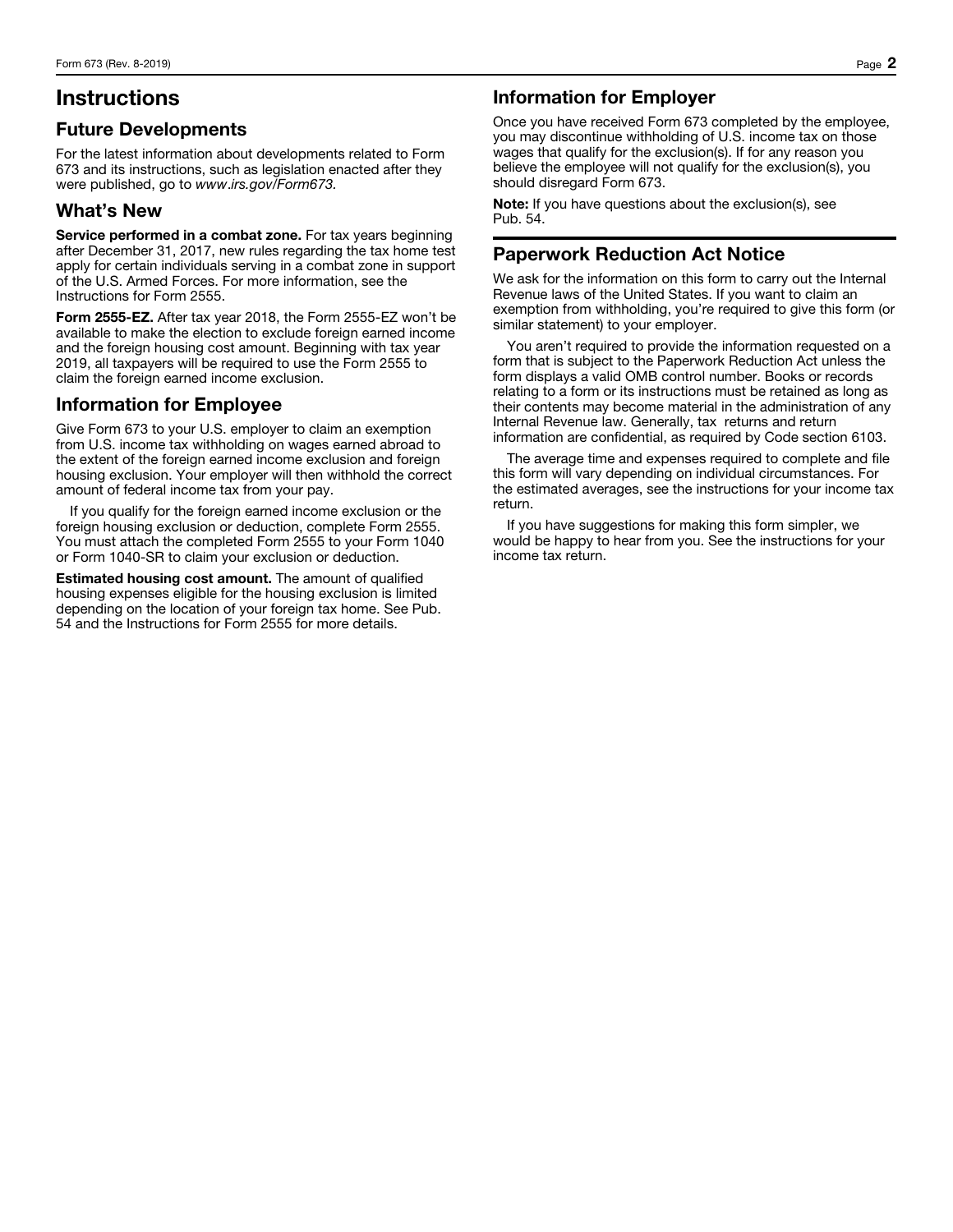# Instructions

## Future Developments

For the latest information about developments related to Form 673 and its instructions, such as legislation enacted after they were published, go to *www.irs.gov/Form673.*

## What's New

**Service performed in a combat zone.** For tax years beginning after December 31, 2017, new rules regarding the tax home test apply for certain individuals serving in a combat zone in support of the U.S. Armed Forces. For more information, see the Instructions for Form 2555.

**Form 2555-EZ.** After tax year 2018, the Form 2555-EZ won't be available to make the election to exclude foreign earned income and the foreign housing cost amount. Beginning with tax year 2019, all taxpayers will be required to use the Form 2555 to claim the foreign earned income exclusion.

## Information for Employee

Give Form 673 to your U.S. employer to claim an exemption from U.S. income tax withholding on wages earned abroad to the extent of the foreign earned income exclusion and foreign housing exclusion. Your employer will then withhold the correct amount of federal income tax from your pay.

If you qualify for the foreign earned income exclusion or the foreign housing exclusion or deduction, complete Form 2555. You must attach the completed Form 2555 to your Form 1040 or Form 1040-SR to claim your exclusion or deduction.

**Estimated housing cost amount.** The amount of qualified housing expenses eligible for the housing exclusion is limited depending on the location of your foreign tax home. See Pub. 54 and the Instructions for Form 2555 for more details.

## Information for Employer

Once you have received Form 673 completed by the employee, you may discontinue withholding of U.S. income tax on those wages that qualify for the exclusion(s). If for any reason you believe the employee will not qualify for the exclusion(s), you should disregard Form 673.

**Note:** If you have questions about the exclusion(s), see Pub. 54.

## Paperwork Reduction Act Notice

We ask for the information on this form to carry out the Internal Revenue laws of the United States. If you want to claim an exemption from withholding, you're required to give this form (or similar statement) to your employer.

You aren't required to provide the information requested on a form that is subject to the Paperwork Reduction Act unless the form displays a valid OMB control number. Books or records relating to a form or its instructions must be retained as long as their contents may become material in the administration of any Internal Revenue law. Generally, tax returns and return information are confidential, as required by Code section 6103.

The average time and expenses required to complete and file this form will vary depending on individual circumstances. For the estimated averages, see the instructions for your income tax return.

If you have suggestions for making this form simpler, we would be happy to hear from you. See the instructions for your income tax return.